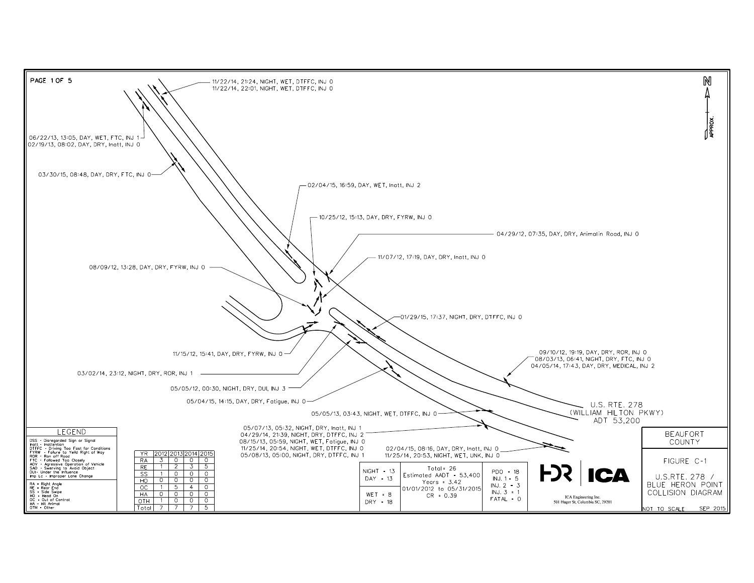PAGE 1 OF 5

11/22/14, 21:24, NIGHT, WET, DTFFC, INJ 0
11/22/14, 22:01, NIGHT, WET, DTFFC, INJ 0

06/22/13, 13:05, DAY, WET, FTC, INJ 1
02/19/13, 08:02, DAY, DRY, Inatt, INJ 0

03/30/15, 08:48, DAY, DRY, FTC, INJ 0

02/04/15, 16:59, DAY, WET, Inatt, INJ 2

10/25/12, 15:13, DAY, DRY, FYRW, INJ 0

04/29/12, 07:35, DAY, DRY, Animal in Road, INJ 0

11/07/12, 17:19, DAY, DRY, Inatt, INJ 0

08/09/12, 13:28, DAY, DRY, FYRW, INJ 0

01/29/15, 17:37, NIGHT, DRY, DTFFC, INJ 0

11/15/12, 15:41, DAY, DRY, FYRW, INJ 0

03/02/14, 23:12, NIGHT, DRY, ROR, INJ 1

05/05/12, 00:30, NIGHT, DRY, DUI, INJ 3

05/04/15, 14:15, DAY, DRY, Fatigue, INJ 0

09/10/12, 19:19, DAY, DRY, ROR, INJ 0
08/03/13, 06:41, NIGHT, DRY, FTC, INJ 0
04/05/14, 17:43, DAY, DRY, MEDICAL, INJ 2

05/05/13, 03:43, NIGHT, WET, DTFFC, INJ 0

05/07/13, 05:32, NIGHT, DRY, Inatt, INJ 1
04/29/14, 21:39, NIGHT, DRY, DTFFC, INJ 2
08/15/13, 05:59, NIGHT, WET, Fatigue, INJ 0
11/25/14, 20:54, NIGHT, WET, DTFFC, INJ 0
05/08/13, 05:00, NIGHT, DRY, DTFFC, INJ 1

02/04/15, 08:16, DAY, DRY, Inatt, INJ 0
11/25/14, 20:53, NIGHT, WET, UNK, INJ 0

U.S. RTE. 278
(WILLIAM HILTON PKWY)
ADT 53,200

N
APPROX.

## LEGEND

DSS - Disregarded Sign or Signal
Inatt - Inattention
DTFFC - Driving Too Fast for Conditions
FYRW - Failure to Yeild Right of Way
ROR - Ran off Road
FTC - Followed Too Closely
AOV - Agressive Operation of Vehicle
SAO - Swerving to Avoid Object
DUI - Under the Influence
Imp Lc - Improper Lane Change

RA = Right Angle
RE = Rear End
SS = Side Swipe
HO = Head On
OC = Out of Control
HA = Hit Animal
OTH = Other

| YR | 2012 | 2013 | 2014 | 2015 |
|---|---|---|---|---|
| RA | 3 | 0 | 0 | 0 |
| RE | 1 | 2 | 3 | 5 |
| SS | 1 | 0 | 0 | 0 |
| HO | 0 | 0 | 0 | 0 |
| OC | 1 | 5 | 4 | 0 |
| HA | 0 | 0 | 0 | 0 |
| OTH | 1 | 0 | 0 | 0 |
| Total | 7 | 7 | 7 | 5 |

| | | |
|---|---|---|
| NIGHT - 13<br>DAY - 13 | Total= 26<br>Estimated AADT - 53,400<br>Years = 3.42<br>01/01/2012 to 05/31/2015<br>CR = 0.39 | PDO - 18<br>INJ. 1 - 5<br>INJ. 2 - 3<br>INJ. 3 - 1<br>FATAL - 0 |
| WET - 8<br>DRY - 18 | | |

HDR | ICA

ICA Engineering Inc.
501 Huger St, Columbia SC, 29201

BEAUFORT COUNTY

FIGURE C-1

U.S.RTE. 278 / BLUE HERON POINT COLLISION DIAGRAM

NOT TO SCALE SEP 2015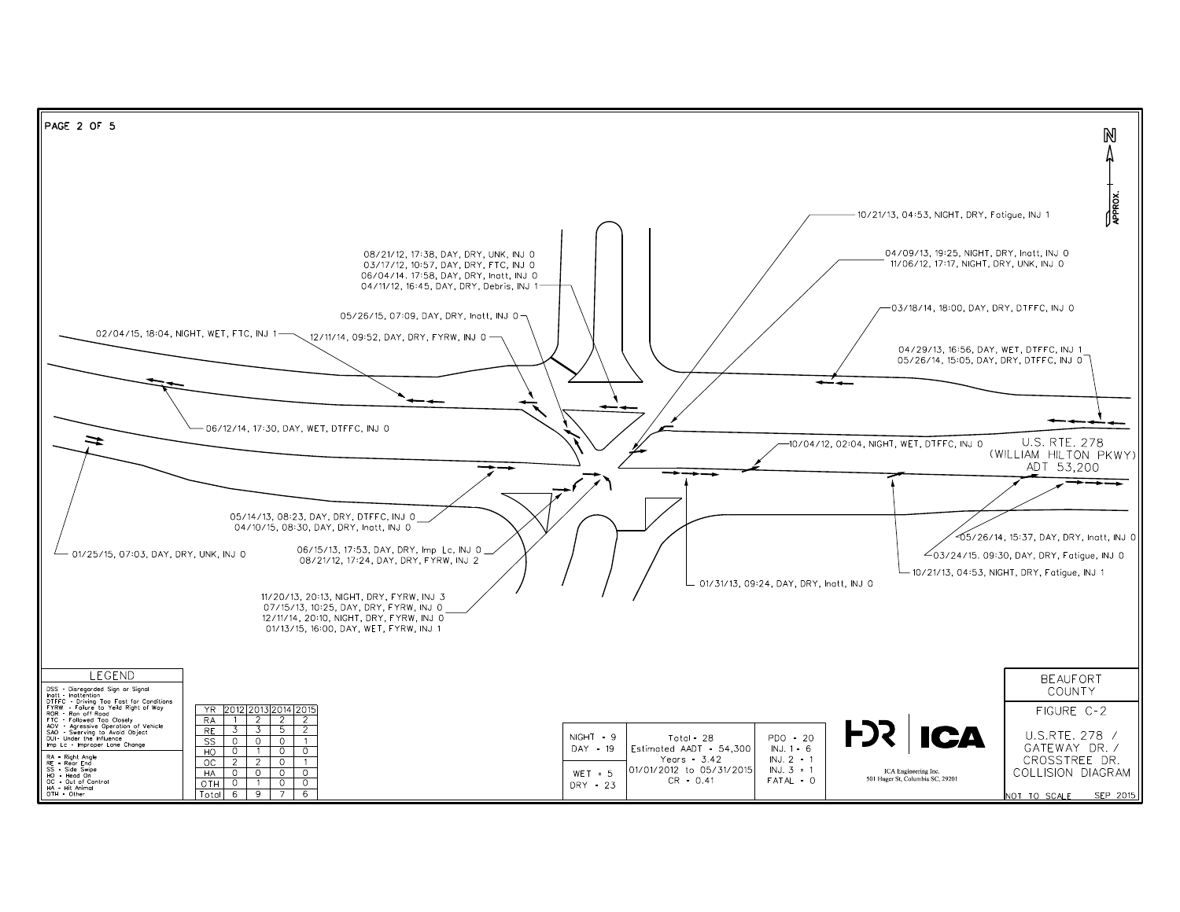N

APPROX.

10/21/13, 04:53, NIGHT, DRY, Fatigue, INJ 1

08/21/12, 17:38, DAY, DRY, UNK, INJ 0
03/17/12, 10:57, DAY, DRY, FTC, INJ 0
06/04/14. 17:58, DAY, DRY, Inatt, INJ 0
04/11/12, 16:45, DAY, DRY, Debris, INJ 1

04/09/13, 19:25, NIGHT, DRY, Inatt, INJ 0
11/06/12, 17:17, NIGHT, DRY, UNK, INJ 0

03/18/14, 18:00, DAY, DRY, DTFFC, INJ 0

05/26/15, 07:09, DAY, DRY, Inatt, INJ 0

02/04/15, 18:04, NIGHT, WET, FTC, INJ 1

12/11/14, 09:52, DAY, DRY, FYRW, INJ 0

04/29/13, 16:56, DAY, WET, DTFFC, INJ 1
05/26/14, 15:05, DAY, DRY, DTFFC, INJ 0

06/12/14, 17:30, DAY, WET, DTFFC, INJ 0

10/04/12, 02:04, NIGHT, WET, DTFFC, INJ 0

U.S. RTE. 278
(WILLIAM HILTON PKWY)
ADT 53,200

05/14/13, 08:23, DAY, DRY, DTFFC, INJ 0
04/10/15, 08:30, DAY, DRY, Inatt, INJ 0

05/26/14, 15:37, DAY, DRY, Inatt, INJ 0

01/25/15, 07:03, DAY, DRY, UNK, INJ 0

06/15/13, 17:53, DAY, DRY, Imp Lc, INJ 0
08/21/12, 17:24, DAY, DRY, FYRW, INJ 2

03/24/15. 09:30, DAY, DRY, Fatigue, INJ 0

10/21/13, 04:53, NIGHT, DRY, Fatigue, INJ 1

01/31/13, 09:24, DAY, DRY, Inatt, INJ 0

11/20/13, 20:13, NIGHT, DRY, FYRW, INJ 3
07/15/13, 10:25, DAY, DRY, FYRW, INJ 0
12/11/14, 20:10, NIGHT, DRY, FYRW, INJ 0
01/13/15, 16:00, DAY, WET, FYRW, INJ 1

## LEGEND

DSS - Disregarded Sign or Signal
Inatt - Inattention
DTFFC - Driving Too Fast for Conditions
FYRW - Failure to Yeild Right of Way
ROR - Ran off Road
FTC - Followed Too Closely
AOV - Agressive Operation of Vehicle
SAO - Swerving to Avoid Object
DUI- Under the Influence
Imp Lc - Improper Lane Change

RA - Right Angle
RE - Rear End
SS - Side Swipe
HO - Head On
OC - Out of Control
HA - Hit Animal
OTH - Other

| YR | 2012 | 2013 | 2014 | 2015 |
|---|---|---|---|---|
| RA | 1 | 2 | 2 | 2 |
| RE | 3 | 3 | 5 | 2 |
| SS | 0 | 0 | 0 | 1 |
| HO | 0 | 1 | 0 | 0 |
| OC | 2 | 2 | 0 | 1 |
| HA | 0 | 0 | 0 | 0 |
| OTH | 0 | 1 | 0 | 0 |
| Total | 6 | 9 | 7 | 6 |

| | | |
|---|---|---|
| NIGHT - 9<br>DAY - 19<br><br>WET = 5<br>DRY - 23 | Total - 28<br>Estimated AADT - 54,300<br>Years - 3.42<br>01/01/2012 to 05/31/2015<br>CR - 0.41 | PDO - 20<br>INJ. 1 - 6<br>INJ. 2 - 1<br>INJ. 3 = 1<br>FATAL - 0 |

HDR | ICA

ICA Engineering Inc.
501 Huger St, Columbia SC, 29201

BEAUFORT COUNTY

FIGURE C-2

U.S.RTE. 278 / GATEWAY DR. / CROSSTREE DR.
COLLISION DIAGRAM

NOT TO SCALE SEP 2015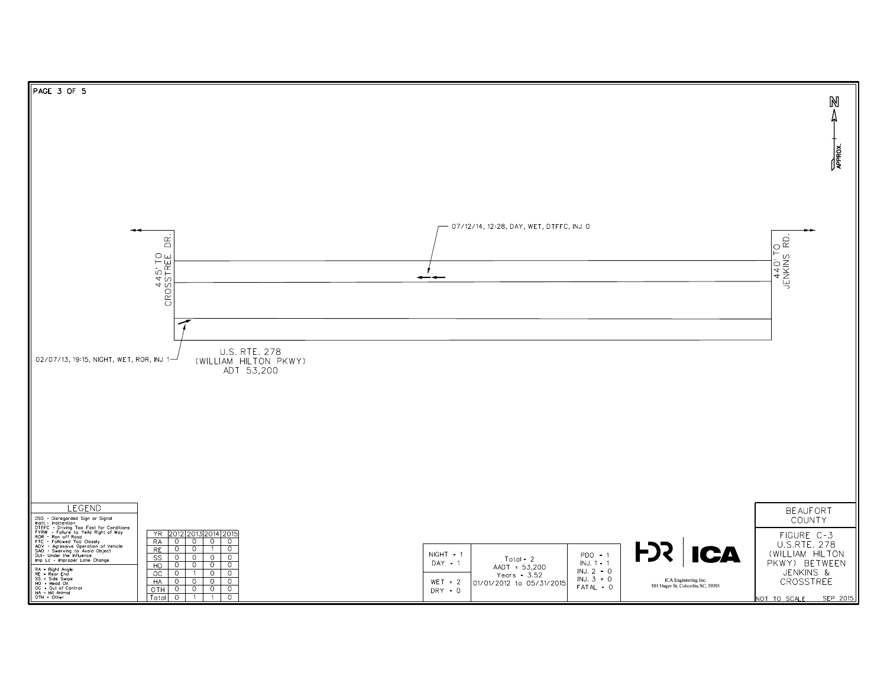PAGE 3 OF 5

N

APPROX.

07/12/14, 12:28, DAY, WET, DTFFC, INJ 0

445' TO CROSSTREE DR.

440' TO JENKINS RD.

02/07/13, 19:15, NIGHT, WET, ROR, INJ 1

U.S. RTE. 278
(WILLIAM HILTON PKWY)
ADT 53,200

## LEGEND

DSS - Disregarded Sign or Signal
Inatt - Inattention
DTFFC - Driving Too Fast for Conditions
FYRW - Failure to Yeild Right of Way
ROR - Ran off Road
FTC - Followed Too Closely
AOV - Agressive Operation of Vehicle
SAO - Swerving to Avoid Object
DUI- Under the Influence
Imp Lc - Improper Lane Change

RA - Right Angle
RE - Rear End
SS - Side Swipe
HO - Head On
OC - Out of Control
HA - Hit Animal
OTH - Other

| YR | 2012 | 2013 | 2014 | 2015 |
|---|---|---|---|---|
| RA | 0 | 0 | 0 | 0 |
| RE | 0 | 0 | 1 | 0 |
| SS | 0 | 0 | 0 | 0 |
| HO | 0 | 0 | 0 | 0 |
| OC | 0 | 1 | 0 | 0 |
| HA | 0 | 0 | 0 | 0 |
| OTH | 0 | 0 | 0 | 0 |
| Total | 0 | 1 | 1 | 0 |

| | | |
|---|---|---|
| NIGHT - 1<br>DAY - 1 | Total - 2<br>AADT = 53,200<br>Years - 3.52<br>01/01/2012 to 05/31/2015 | PDO - 1<br>INJ. 1 - 1<br>INJ. 2 - 0<br>INJ. 3 = 0<br>FATAL - 0 |
| WET = 2<br>DRY - 0 | | |

HDR | ICA

ICA Engineering Inc.
501 Huger St, Columbia SC, 29201

BEAUFORT COUNTY

FIGURE C-3
U.S.RTE. 278
(WILLIAM HILTON PKWY) BETWEEN
JENKINS &
CROSSTREE

NOT TO SCALE SEP 2015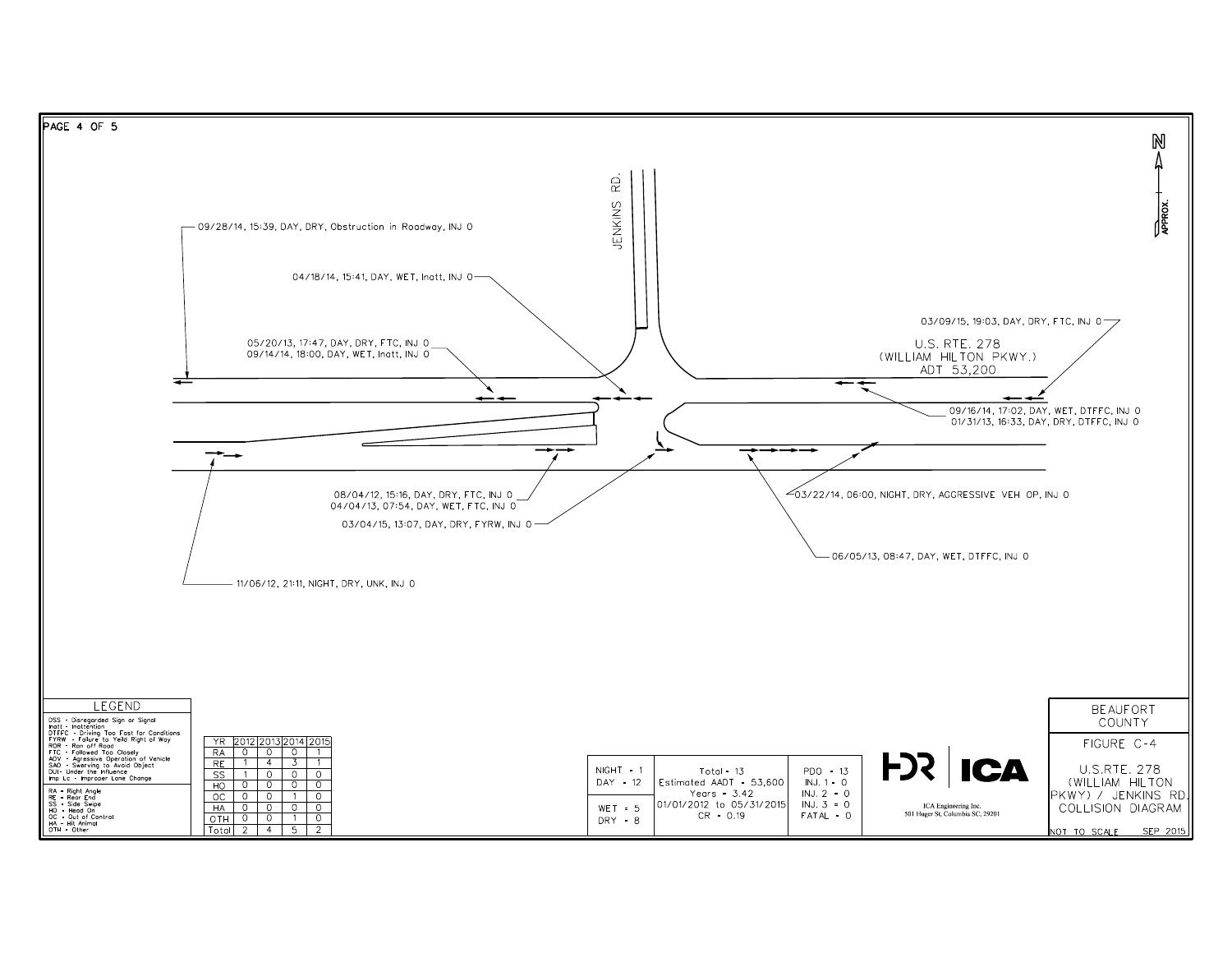JENKINS RD.

U.S. RTE. 278
(WILLIAM HILTON PKWY.)
ADT 53,200

N
APPROX.

09/28/14, 15:39, DAY, DRY, Obstruction in Roadway, INJ 0

04/18/14, 15:41, DAY, WET, Inatt, INJ 0

05/20/13, 17:47, DAY, DRY, FTC, INJ 0
09/14/14, 18:00, DAY, WET, Inatt, INJ 0

03/09/15, 19:03, DAY, DRY, FTC, INJ 0

09/16/14, 17:02, DAY, WET, DTFFC, INJ 0
01/31/13, 16:33, DAY, DRY, DTFFC, INJ 0

08/04/12, 15:16, DAY, DRY, FTC, INJ 0
04/04/13, 07:54, DAY, WET, FTC, INJ 0

03/04/15, 13:07, DAY, DRY, FYRW, INJ 0

03/22/14, 06:00, NIGHT, DRY, AGGRESSIVE VEH OP, INJ 0

06/05/13, 08:47, DAY, WET, DTFFC, INJ 0

11/06/12, 21:11, NIGHT, DRY, UNK, INJ 0

## LEGEND

DSS - Disregarded Sign or Signal
Inatt - Inattention
DTFFC - Driving Too Fast for Conditions
FYRW - Failure to Yeild Right of Way
ROR - Ran off Road
FTC - Followed Too Closely
AOV - Agressive Operation of Vehicle
SAO - Swerving to Avoid Object
DUI- Under the Influence
Imp Lc - Improper Lane Change

RA - Right Angle
RE - Rear End
SS - Side Swipe
HO - Head On
OC - Out of Control
HA - Hit Animal
OTH - Other

| YR | 2012 | 2013 | 2014 | 2015 |
|---|---|---|---|---|
| RA | 0 | 0 | 0 | 1 |
| RE | 1 | 4 | 3 | 1 |
| SS | 1 | 0 | 0 | 0 |
| HO | 0 | 0 | 0 | 0 |
| OC | 0 | 0 | 1 | 0 |
| HA | 0 | 0 | 0 | 0 |
| OTH | 0 | 0 | 1 | 0 |
| Total | 2 | 4 | 5 | 2 |

| | | |
|---|---|---|
| NIGHT - 1<br>DAY - 12<br><br>WET = 5<br>DRY - 8 | Total - 13<br>Estimated AADT - 53,600<br>Years - 3.42<br>01/01/2012 to 05/31/2015<br>CR - 0.19 | PDO - 13<br>INJ. 1 - 0<br>INJ. 2 - 0<br>INJ. 3 = 0<br>FATAL - 0 |

HDR | ICA

ICA Engineering Inc.
501 Huger St, Columbia SC, 29201

BEAUFORT COUNTY

FIGURE C-4

U.S.RTE. 278 (WILLIAM HILTON PKWY) / JENKINS RD. COLLISION DIAGRAM

NOT TO SCALE SEP 2015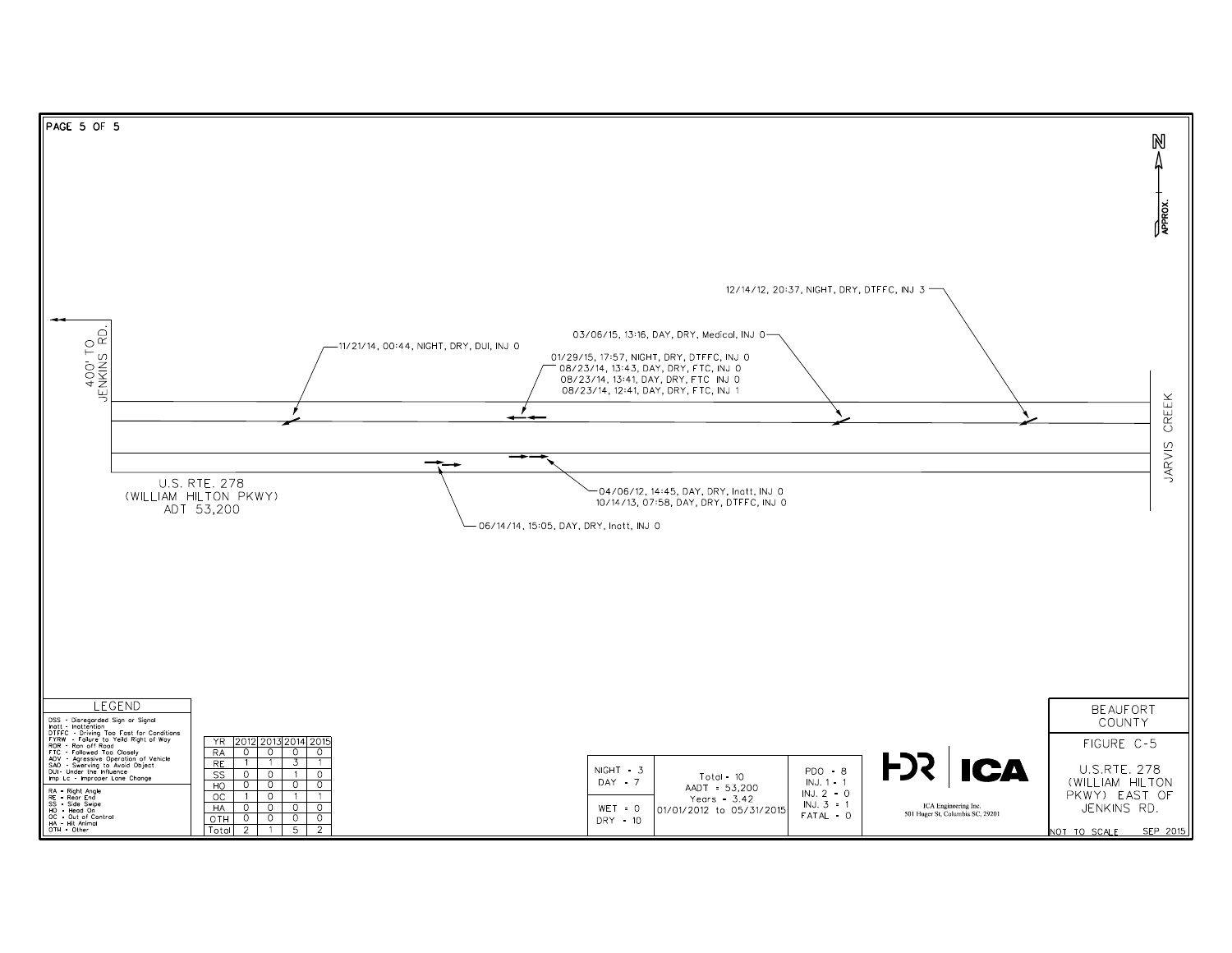PAGE 5 OF 5

N APPROX.

400' TO JENKINS RD.

12/14/12, 20:37, NIGHT, DRY, DTFFC, INJ 3

03/06/15, 13:16, DAY, DRY, Medical, INJ 0

11/21/14, 00:44, NIGHT, DRY, DUI, INJ 0

01/29/15, 17:57, NIGHT, DRY, DTFFC, INJ 0
08/23/14, 13:43, DAY, DRY, FTC, INJ 0
08/23/14, 13:41, DAY, DRY, FTC INJ 0
08/23/14, 12:41, DAY, DRY, FTC, INJ 1

JARVIS CREEK

U.S. RTE. 278
(WILLIAM HILTON PKWY)
ADT 53,200

04/06/12, 14:45, DAY, DRY, Inatt, INJ 0
10/14/13, 07:58, DAY, DRY, DTFFC, INJ 0

06/14/14, 15:05, DAY, DRY, Inatt, INJ 0

LEGEND

DSS - Disregarded Sign or Signal
Inatt - Inattention
DTFFC - Driving Too Fast for Conditions
FYRW - Failure to Yeild Right of Way
ROR - Ran off Road
FTC - Followed Too Closely
AOV - Agressive Operation of Vehicle
SAO - Swerving to Avoid Object
DUI- Under the Influence
Imp Lc - Improper Lane Change

RA - Right Angle
RE - Rear End
SS - Side Swipe
HO - Head On
OC - Out of Control
HA - Hit Animal
OTH - Other

| YR | 2012 | 2013 | 2014 | 2015 |
|---|---|---|---|---|
| RA | 0 | 0 | 0 | 0 |
| RE | 1 | 1 | 3 | 1 |
| SS | 0 | 0 | 1 | 0 |
| HO | 0 | 0 | 0 | 0 |
| OC | 1 | 0 | 1 | 1 |
| HA | 0 | 0 | 0 | 0 |
| OTH | 0 | 0 | 0 | 0 |
| Total | 2 | 1 | 5 | 2 |

| | | |
|---|---|---|
| NIGHT - 3<br>DAY - 7<br>WET = 0<br>DRY - 10 | Total - 10<br>AADT = 53,200<br>Years - 3.42<br>01/01/2012 to 05/31/2015 | PDO - 8<br>INJ. 1 - 1<br>INJ. 2 - 0<br>INJ. 3 = 1<br>FATAL - 0 |

HDR | ICA

ICA Engineering Inc.
501 Huger St, Columbia SC, 29201

BEAUFORT COUNTY

FIGURE C-5

U.S.RTE. 278 (WILLIAM HILTON PKWY) EAST OF JENKINS RD.

NOT TO SCALE SEP 2015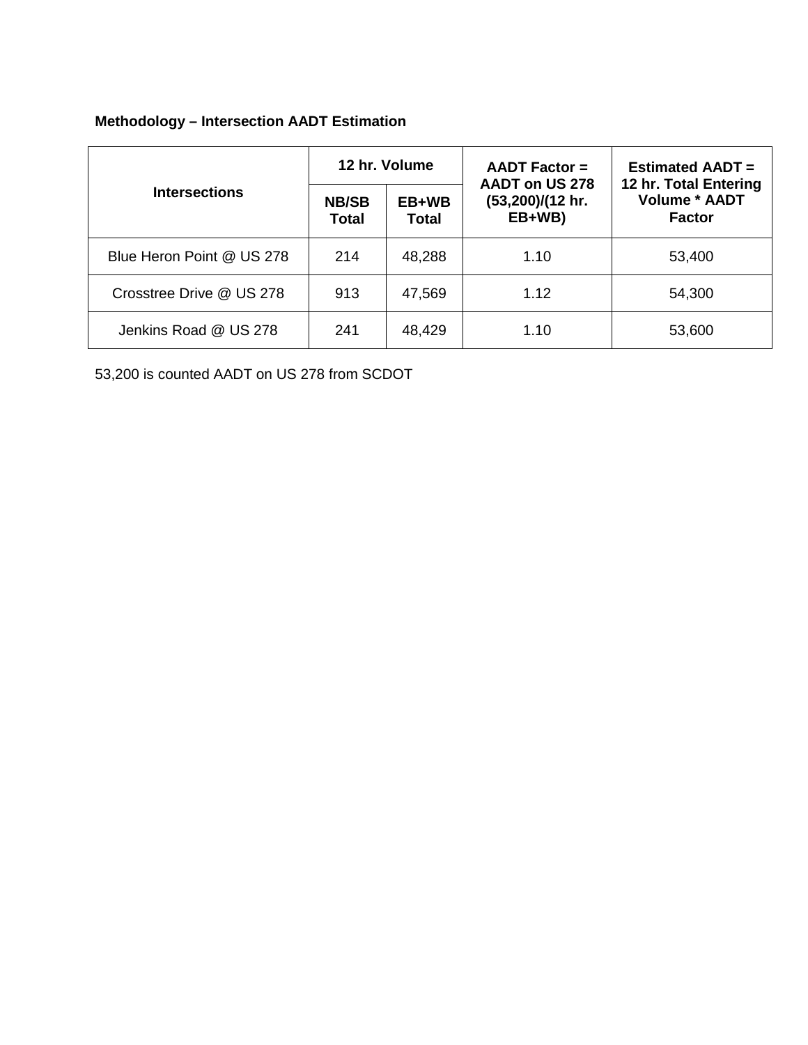**Methodology – Intersection AADT Estimation**

| Intersections | 12 hr. Volume | | AADT Factor = AADT on US 278 (53,200)/(12 hr. EB+WB) | Estimated AADT = 12 hr. Total Entering Volume * AADT Factor |
|---|---|---|---|---|
| | NB/SB Total | EB+WB Total | | |
| Blue Heron Point @ US 278 | 214 | 48,288 | 1.10 | 53,400 |
| Crosstree Drive @ US 278 | 913 | 47,569 | 1.12 | 54,300 |
| Jenkins Road @ US 278 | 241 | 48,429 | 1.10 | 53,600 |

53,200 is counted AADT on US 278 from SCDOT